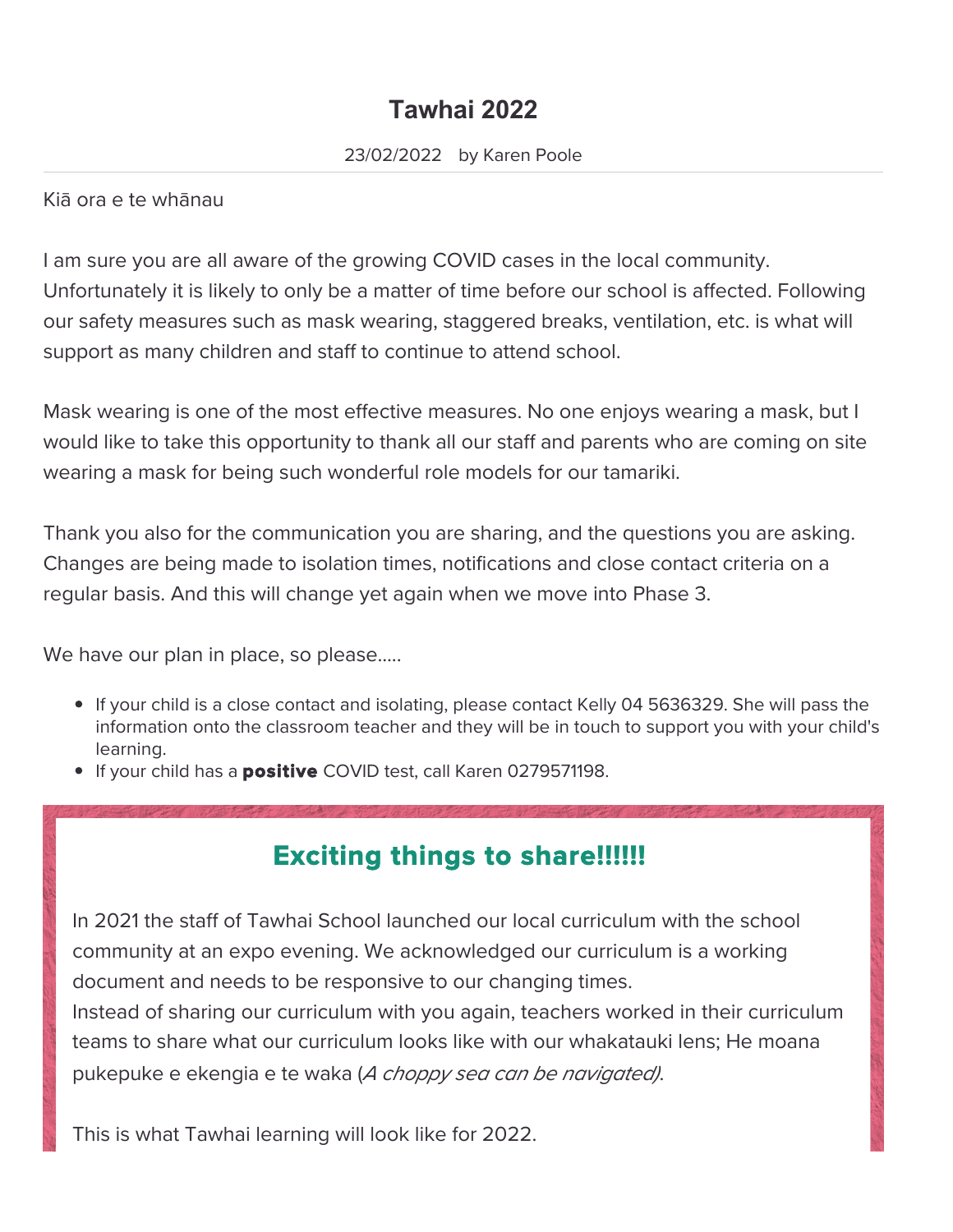# Tawhai 2022

23/02/2022 by Karen Poole

Kiā ora e te whānau

I am sure you are all aware of the growing COVID cases in the local community. Unfortunately it is likely to only be a matter of time before our school is affected. Following our safety measures such as mask wearing, staggered breaks, ventilation, etc. is what will support as many children and staff to continue to attend school.

Mask wearing is one of the most effective measures. No one enjoys wearing a mask, but I would like to take this opportunity to thank all our staff and parents who are coming on site wearing a mask for being such wonderful role models for our tamariki.

Thank you also for the communication you are sharing, and the questions you are asking. Changes are being made to isolation times, notifications and close contact criteria on a regular basis. And this will change yet again when we move into Phase 3.

We have our plan in place, so please.....

- If your child is a close contact and isolating, please contact Kelly 04 5636329. She will pass the information onto the classroom teacher and they will be in touch to support you with your child's learning.
- If your child has a **positive** COVID test, call Karen 0279571198.

## Exciting things to share!!!!!!

In 2021 the staff of Tawhai School launched our local curriculum with the school community at an expo evening. We acknowledged our curriculum is a working document and needs to be responsive to our changing times.
Instead of sharing our curriculum with you again, teachers worked in their curriculum teams to share what our curriculum looks like with our whakatauki lens; He moana pukepuke e ekengia e te waka (*A choppy sea can be navigated)*.

This is what Tawhai learning will look like for 2022.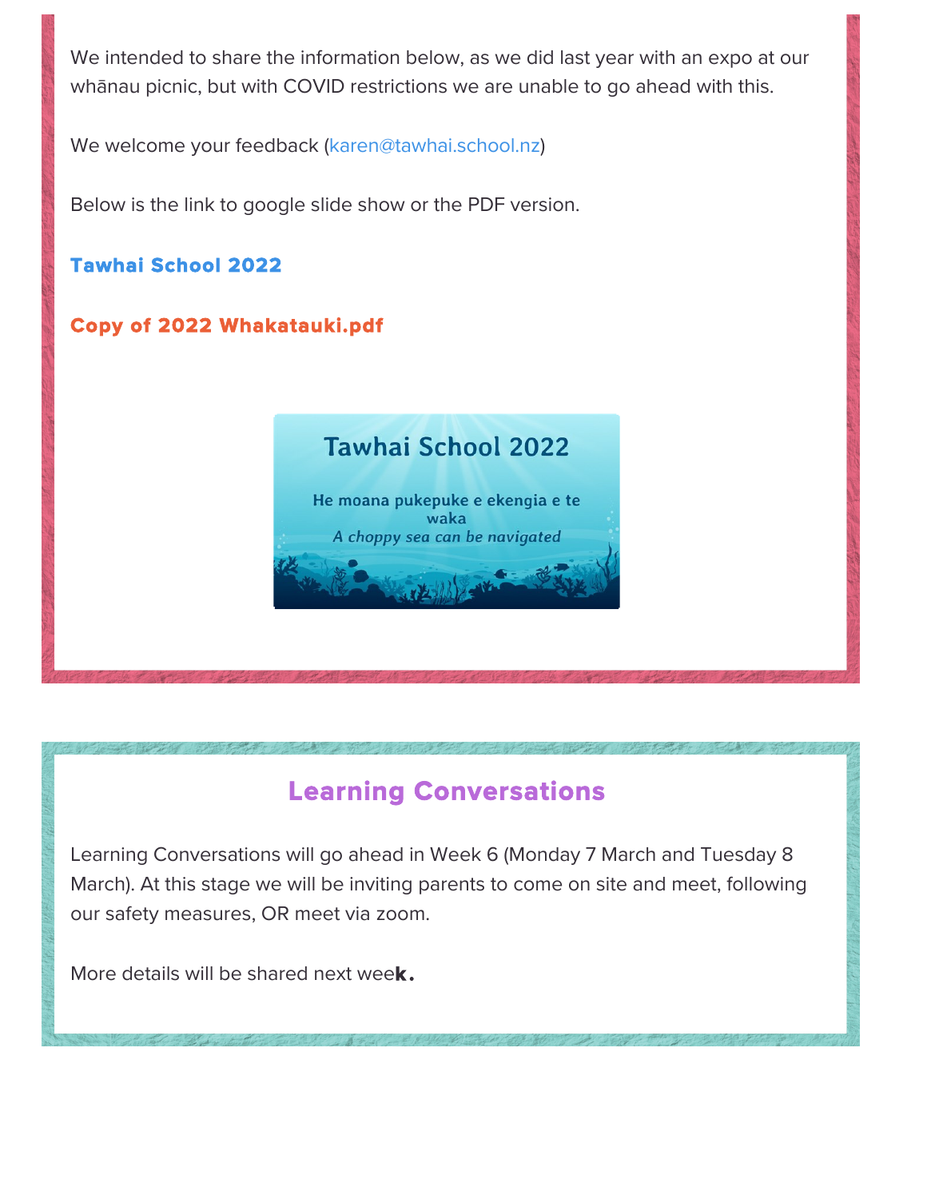We intended to share the information below, as we did last year with an expo at our whānau picnic, but with COVID restrictions we are unable to go ahead with this.

We welcome your feedback (karen@tawhai.school.nz)

Below is the link to google slide show or the PDF version.

**Tawhai School 2022**

**Copy of 2022 Whakatauki.pdf**

Tawhai School 2022

He moana pukepuke e ekengia e te waka
*A choppy sea can be navigated*

## Learning Conversations

Learning Conversations will go ahead in Week 6 (Monday 7 March and Tuesday 8 March). At this stage we will be inviting parents to come on site and meet, following our safety measures, OR meet via zoom.

More details will be shared next week.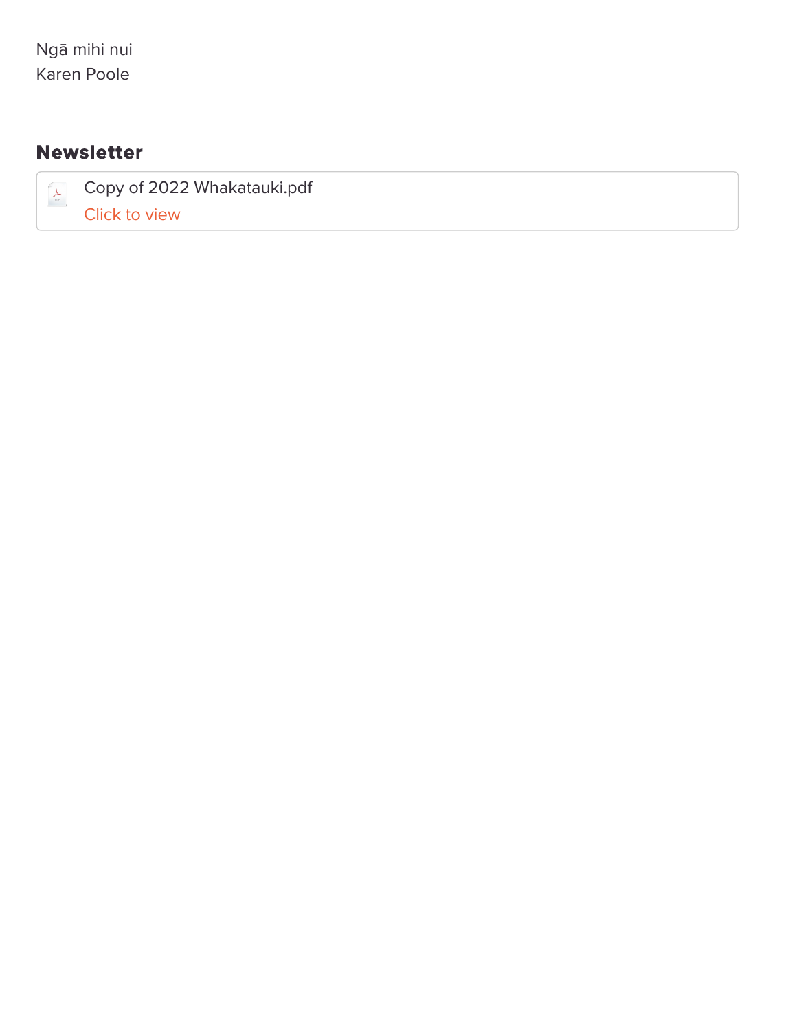Ngā mihi nui
Karen Poole

## Newsletter

Copy of 2022 Whakatauki.pdf
Click to view